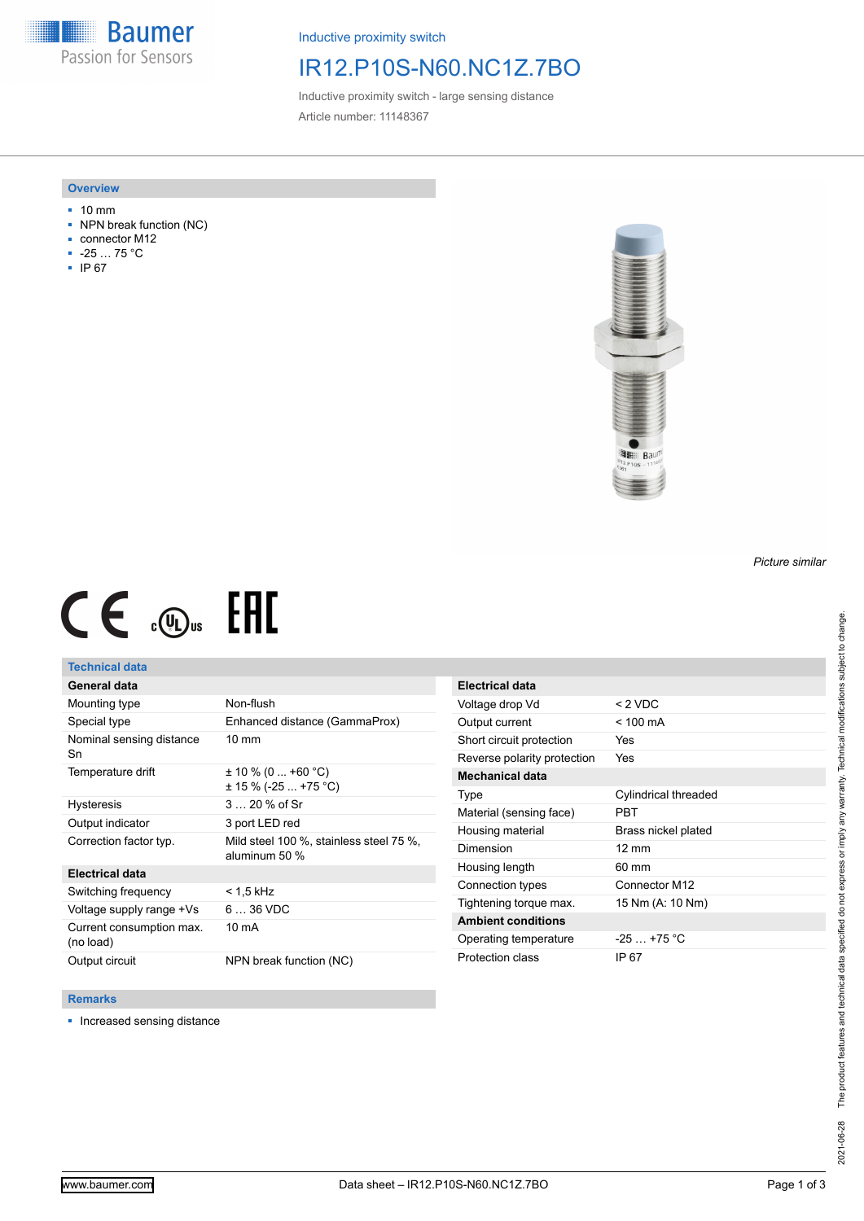Inductive proximity switch

# IR12.P10S-N60.NC1Z.7BO

Inductive proximity switch - large sensing distance

Article number: 11148367

## Overview

- 10 mm
- NPN break function (NC)
- connector M12
- -25 … 75 °C
- IP 67

*Picture similar*

## Technical data

| General data | |
|---|---|
| Mounting type | Non-flush |
| Special type | Enhanced distance (GammaProx) |
| Nominal sensing distance Sn | 10 mm |
| Temperature drift | ± 10 % (0 ... +60 °C)<br>± 15 % (-25 ... +75 °C) |
| Hysteresis | 3 … 20 % of Sr |
| Output indicator | 3 port LED red |
| Correction factor typ. | Mild steel 100 %, stainless steel 75 %, aluminum 50 % |

| Electrical data | |
|---|---|
| Switching frequency | < 1,5 kHz |
| Voltage supply range +Vs | 6 … 36 VDC |
| Current consumption max. (no load) | 10 mA |
| Output circuit | NPN break function (NC) |
| Voltage drop Vd | < 2 VDC |
| Output current | < 100 mA |
| Short circuit protection | Yes |
| Reverse polarity protection | Yes |

| Mechanical data | |
|---|---|
| Type | Cylindrical threaded |
| Material (sensing face) | PBT |
| Housing material | Brass nickel plated |
| Dimension | 12 mm |
| Housing length | 60 mm |
| Connection types | Connector M12 |
| Tightening torque max. | 15 Nm (A: 10 Nm) |

| Ambient conditions | |
|---|---|
| Operating temperature | -25 … +75 °C |
| Protection class | IP 67 |

## Remarks

- Increased sensing distance

2021-06-28 The product features and technical data specified do not express or imply any warranty. Technical modifications subject to change.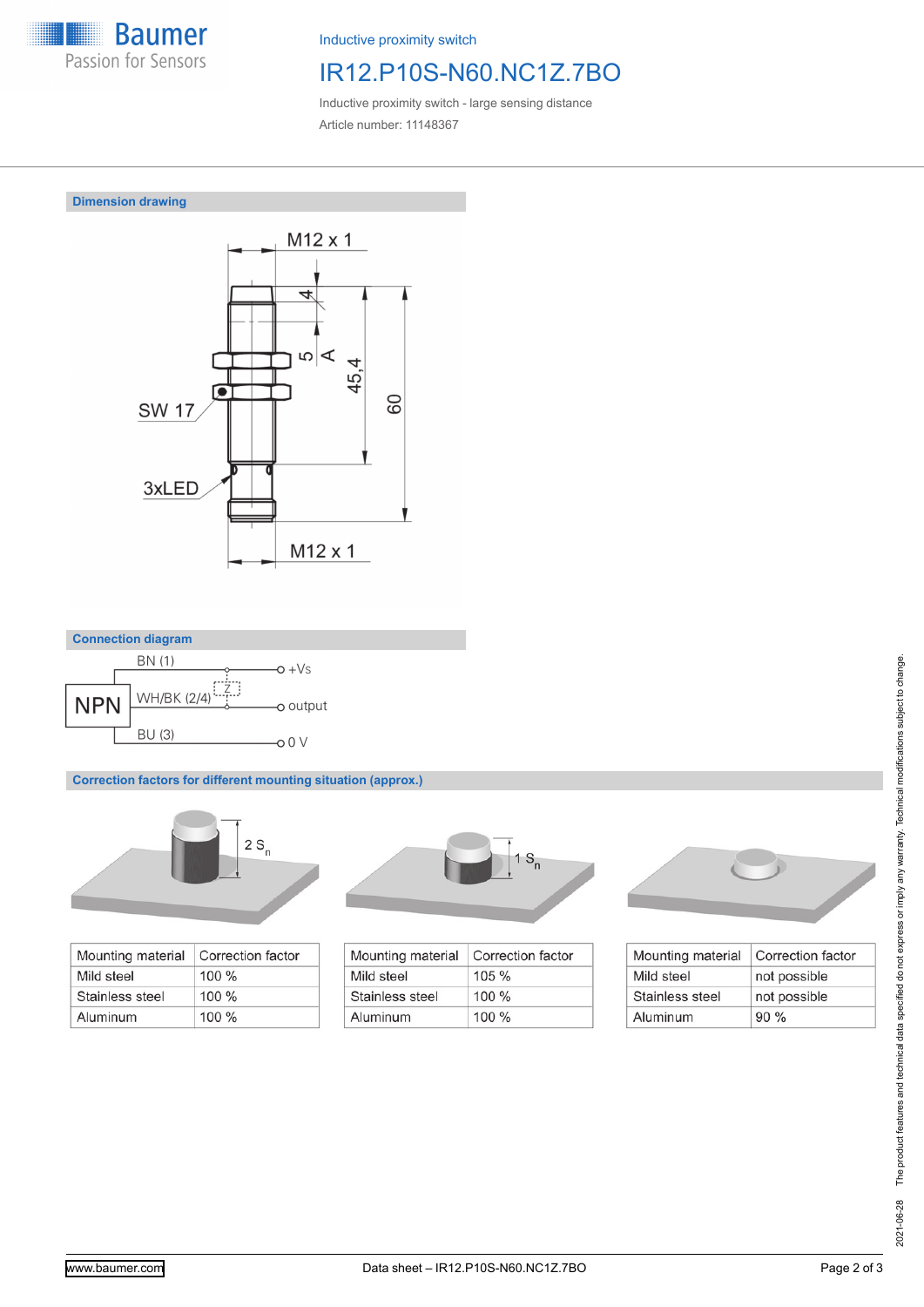Inductive proximity switch

# IR12.P10S-N60.NC1Z.7BO

Inductive proximity switch - large sensing distance

Article number: 11148367

## Dimension drawing

M12 x 1

4

5

A

45,4

60

SW 17

3xLED

M12 x 1

## Connection diagram

NPN

BN (1) — +Vs

WH/BK (2/4) — Z — output

BU (3) — 0 V

## Correction factors for different mounting situation (approx.)

2 $S_n$

| Mounting material | Correction factor |
|---|---|
| Mild steel | 100 % |
| Stainless steel | 100 % |
| Aluminum | 100 % |

1 $S_n$

| Mounting material | Correction factor |
|---|---|
| Mild steel | 105 % |
| Stainless steel | 100 % |
| Aluminum | 100 % |

| Mounting material | Correction factor |
|---|---|
| Mild steel | not possible |
| Stainless steel | not possible |
| Aluminum | 90 % |

2021-06-28 The product features and technical data specified do not express or imply any warranty. Technical modifications subject to change.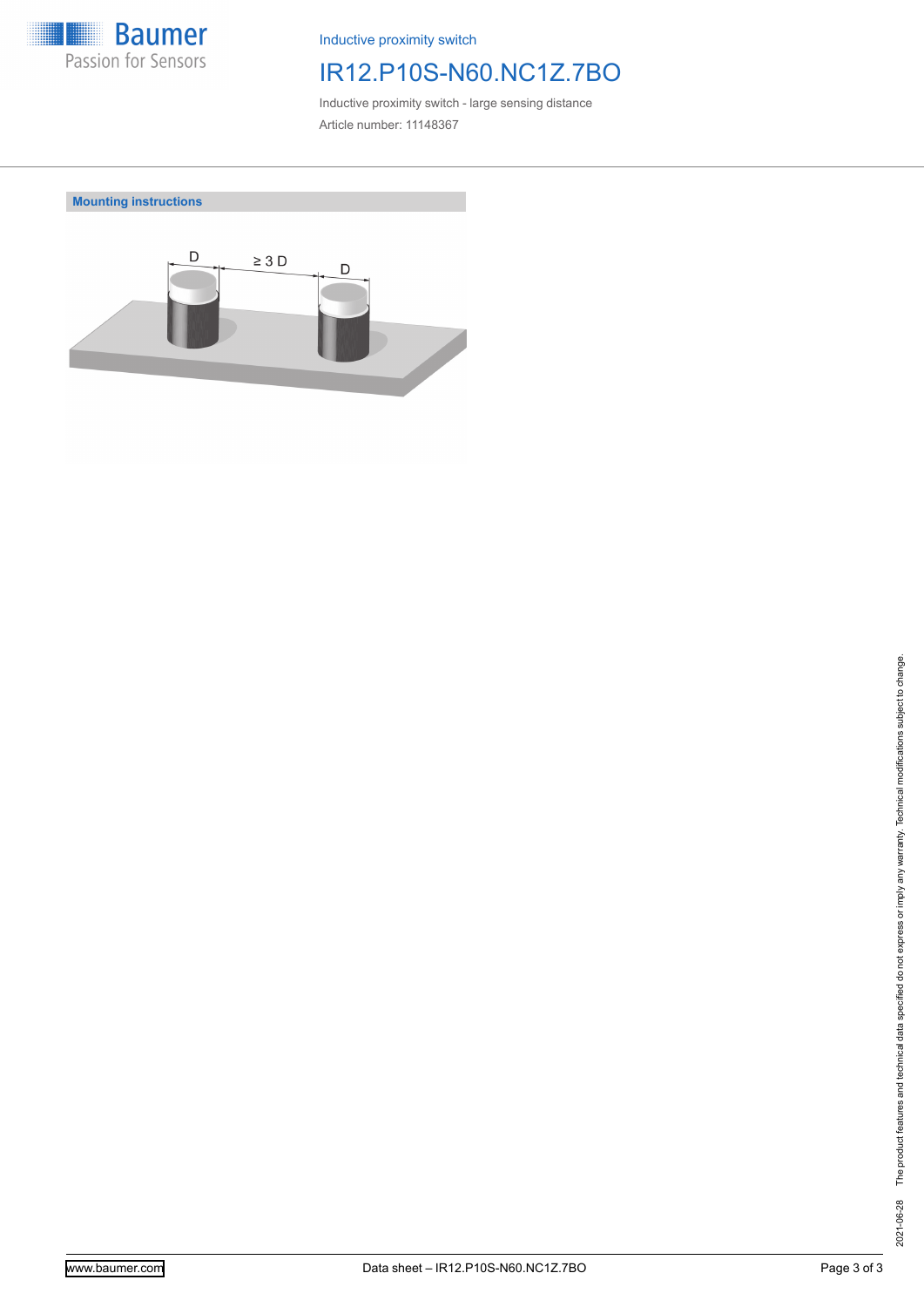Inductive proximity switch

# IR12.P10S-N60.NC1Z.7BO

Inductive proximity switch - large sensing distance

Article number: 11148367

## Mounting instructions

D

≥ 3 D

D